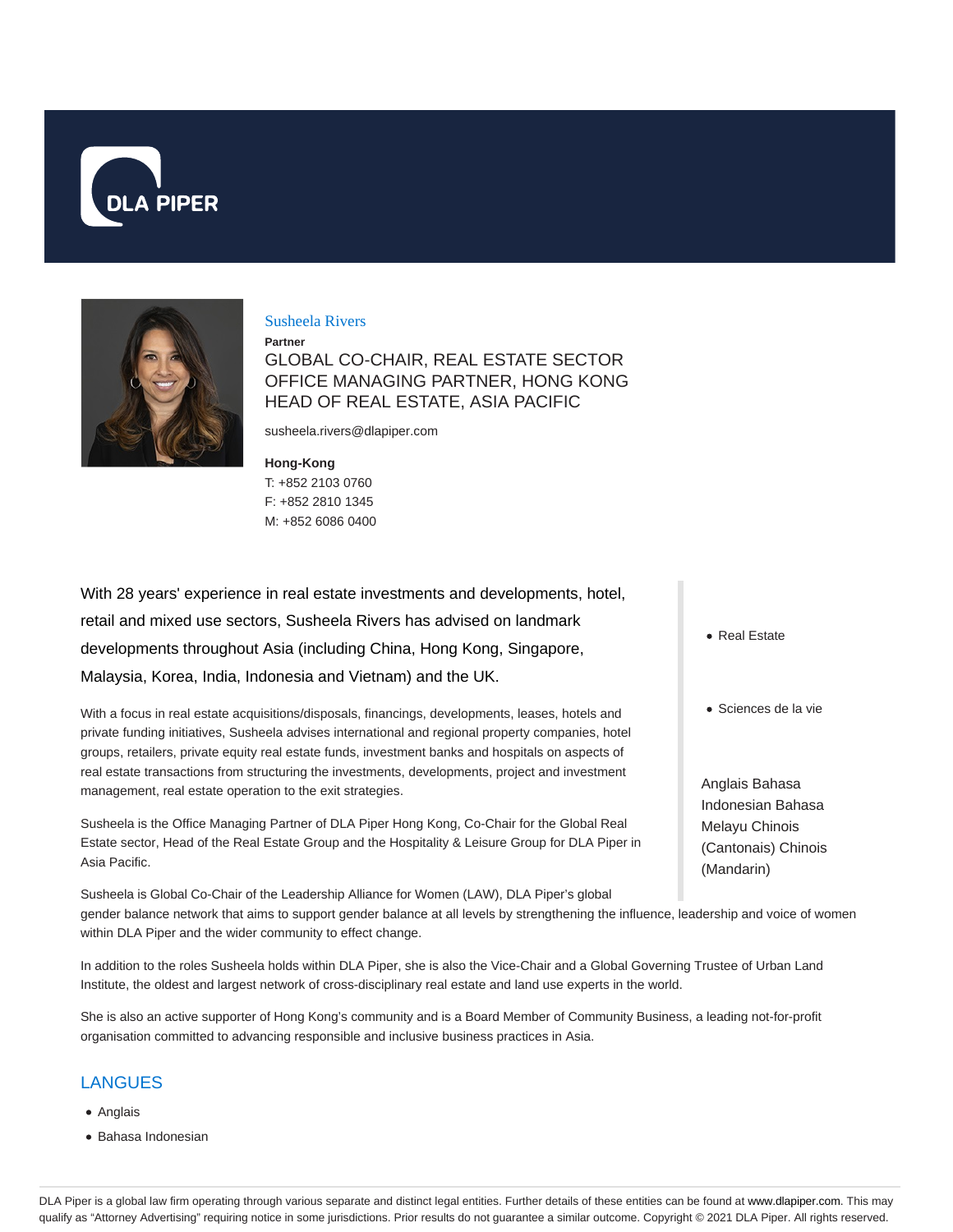DLA PIPER

Susheela Rivers

**Partner**

GLOBAL CO-CHAIR, REAL ESTATE SECTOR
OFFICE MANAGING PARTNER, HONG KONG
HEAD OF REAL ESTATE, ASIA PACIFIC

susheela.rivers@dlapiper.com

**Hong-Kong**
T: +852 2103 0760
F: +852 2810 1345
M: +852 6086 0400

With 28 years' experience in real estate investments and developments, hotel, retail and mixed use sectors, Susheela Rivers has advised on landmark developments throughout Asia (including China, Hong Kong, Singapore, Malaysia, Korea, India, Indonesia and Vietnam) and the UK.

With a focus in real estate acquisitions/disposals, financings, developments, leases, hotels and private funding initiatives, Susheela advises international and regional property companies, hotel groups, retailers, private equity real estate funds, investment banks and hospitals on aspects of real estate transactions from structuring the investments, developments, project and investment management, real estate operation to the exit strategies.

Susheela is the Office Managing Partner of DLA Piper Hong Kong, Co-Chair for the Global Real Estate sector, Head of the Real Estate Group and the Hospitality & Leisure Group for DLA Piper in Asia Pacific.

Susheela is Global Co-Chair of the Leadership Alliance for Women (LAW), DLA Piper's global gender balance network that aims to support gender balance at all levels by strengthening the influence, leadership and voice of women within DLA Piper and the wider community to effect change.

In addition to the roles Susheela holds within DLA Piper, she is also the Vice-Chair and a Global Governing Trustee of Urban Land Institute, the oldest and largest network of cross-disciplinary real estate and land use experts in the world.

She is also an active supporter of Hong Kong's community and is a Board Member of Community Business, a leading not-for-profit organisation committed to advancing responsible and inclusive business practices in Asia.

- Real Estate
- Sciences de la vie

Anglais Bahasa Indonesian Bahasa Melayu Chinois (Cantonais) Chinois (Mandarin)

## LANGUES

- Anglais
- Bahasa Indonesian

DLA Piper is a global law firm operating through various separate and distinct legal entities. Further details of these entities can be found at www.dlapiper.com. This may qualify as "Attorney Advertising" requiring notice in some jurisdictions. Prior results do not guarantee a similar outcome. Copyright © 2021 DLA Piper. All rights reserved.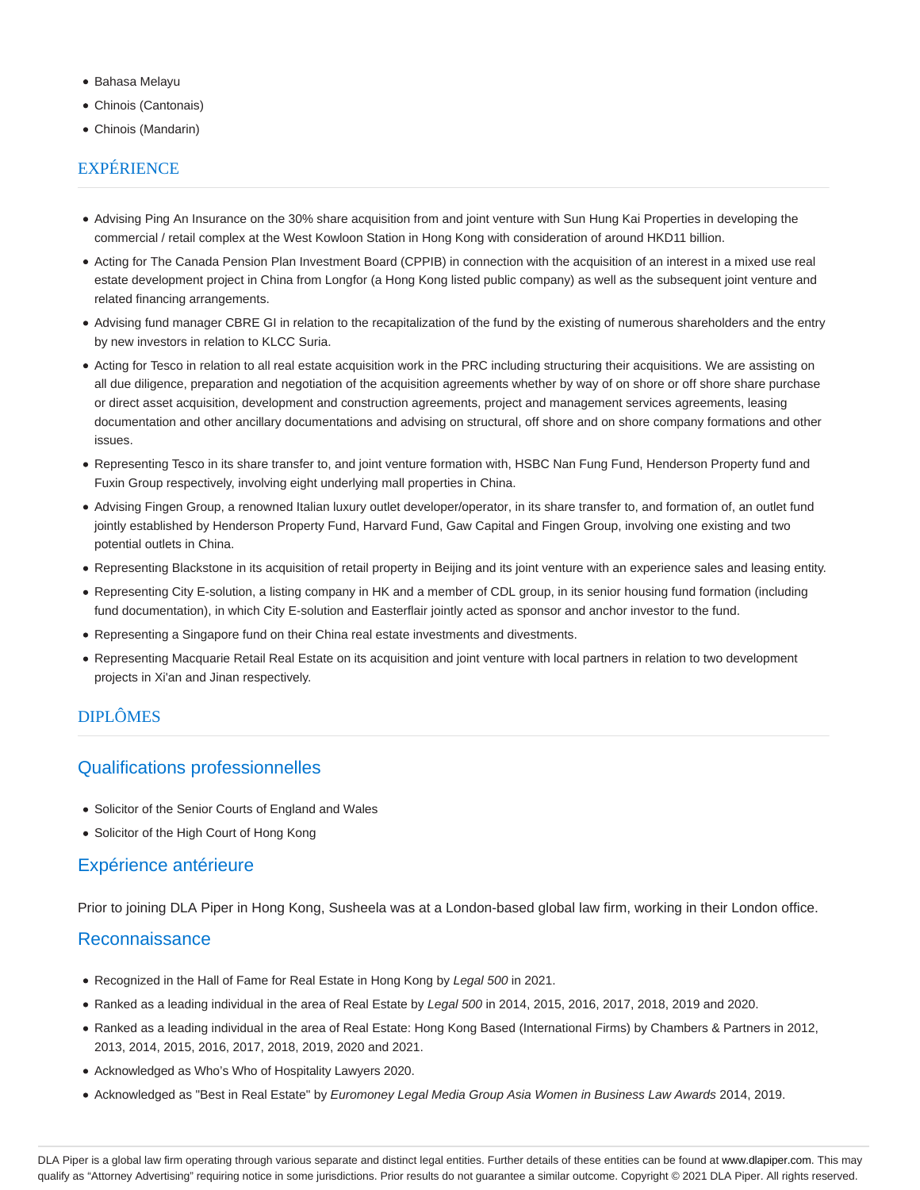- Bahasa Melayu
- Chinois (Cantonais)
- Chinois (Mandarin)

## EXPÉRIENCE

- Advising Ping An Insurance on the 30% share acquisition from and joint venture with Sun Hung Kai Properties in developing the commercial / retail complex at the West Kowloon Station in Hong Kong with consideration of around HKD11 billion.
- Acting for The Canada Pension Plan Investment Board (CPPIB) in connection with the acquisition of an interest in a mixed use real estate development project in China from Longfor (a Hong Kong listed public company) as well as the subsequent joint venture and related financing arrangements.
- Advising fund manager CBRE GI in relation to the recapitalization of the fund by the existing of numerous shareholders and the entry by new investors in relation to KLCC Suria.
- Acting for Tesco in relation to all real estate acquisition work in the PRC including structuring their acquisitions. We are assisting on all due diligence, preparation and negotiation of the acquisition agreements whether by way of on shore or off shore share purchase or direct asset acquisition, development and construction agreements, project and management services agreements, leasing documentation and other ancillary documentations and advising on structural, off shore and on shore company formations and other issues.
- Representing Tesco in its share transfer to, and joint venture formation with, HSBC Nan Fung Fund, Henderson Property fund and Fuxin Group respectively, involving eight underlying mall properties in China.
- Advising Fingen Group, a renowned Italian luxury outlet developer/operator, in its share transfer to, and formation of, an outlet fund jointly established by Henderson Property Fund, Harvard Fund, Gaw Capital and Fingen Group, involving one existing and two potential outlets in China.
- Representing Blackstone in its acquisition of retail property in Beijing and its joint venture with an experience sales and leasing entity.
- Representing City E-solution, a listing company in HK and a member of CDL group, in its senior housing fund formation (including fund documentation), in which City E-solution and Easterflair jointly acted as sponsor and anchor investor to the fund.
- Representing a Singapore fund on their China real estate investments and divestments.
- Representing Macquarie Retail Real Estate on its acquisition and joint venture with local partners in relation to two development projects in Xi'an and Jinan respectively.

## DIPLÔMES

### Qualifications professionnelles

- Solicitor of the Senior Courts of England and Wales
- Solicitor of the High Court of Hong Kong

### Expérience antérieure

Prior to joining DLA Piper in Hong Kong, Susheela was at a London-based global law firm, working in their London office.

### Reconnaissance

- Recognized in the Hall of Fame for Real Estate in Hong Kong by *Legal 500* in 2021.
- Ranked as a leading individual in the area of Real Estate by *Legal 500* in 2014, 2015, 2016, 2017, 2018, 2019 and 2020.
- Ranked as a leading individual in the area of Real Estate: Hong Kong Based (International Firms) by Chambers & Partners in 2012, 2013, 2014, 2015, 2016, 2017, 2018, 2019, 2020 and 2021.
- Acknowledged as Who's Who of Hospitality Lawyers 2020.
- Acknowledged as "Best in Real Estate" by *Euromoney Legal Media Group Asia Women in Business Law Awards* 2014, 2019.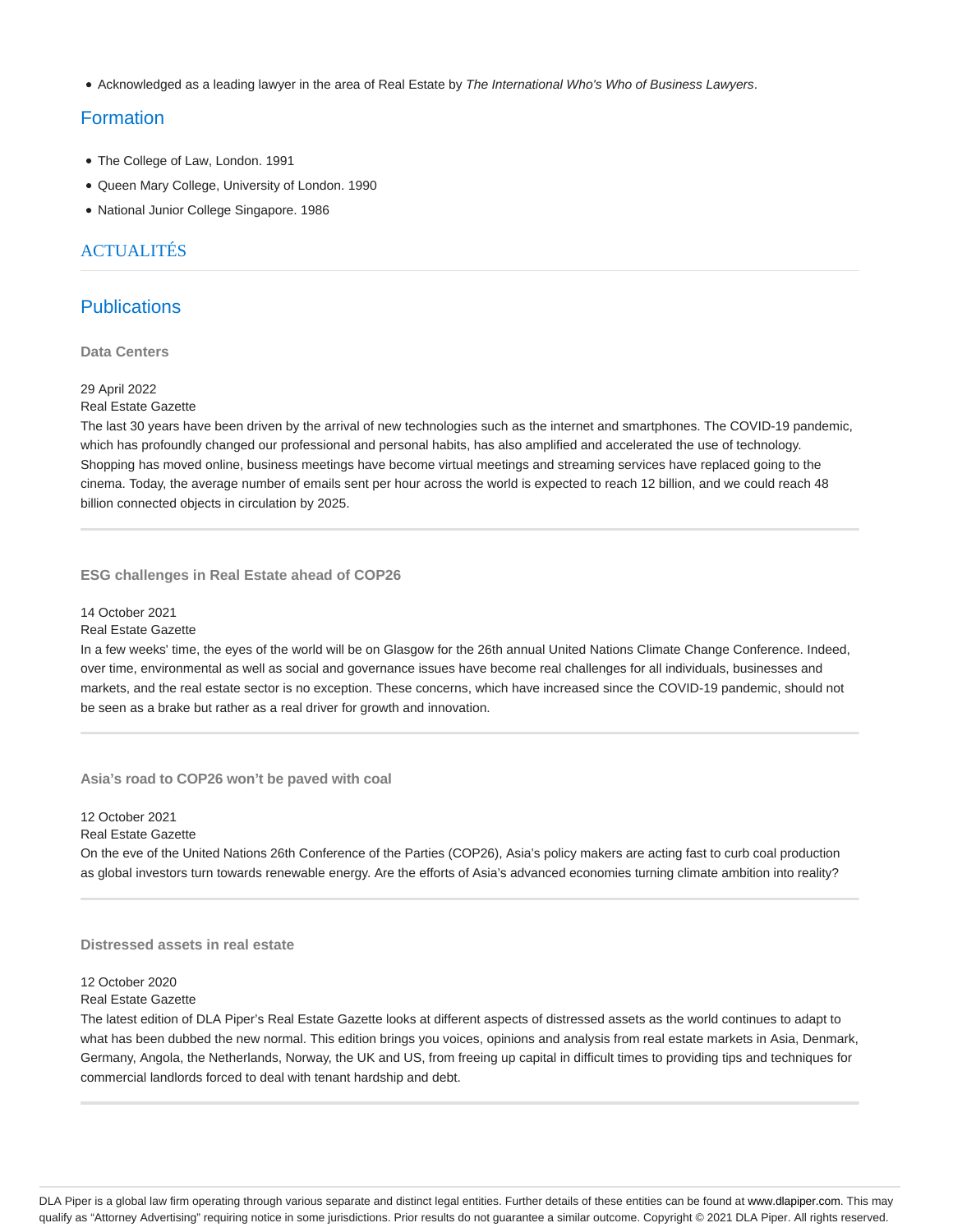- Acknowledged as a leading lawyer in the area of Real Estate by *The International Who's Who of Business Lawyers*.

## Formation

- The College of Law, London. 1991
- Queen Mary College, University of London. 1990
- National Junior College Singapore. 1986

## ACTUALITÉS

## Publications

### Data Centers

29 April 2022
Real Estate Gazette
The last 30 years have been driven by the arrival of new technologies such as the internet and smartphones. The COVID-19 pandemic, which has profoundly changed our professional and personal habits, has also amplified and accelerated the use of technology. Shopping has moved online, business meetings have become virtual meetings and streaming services have replaced going to the cinema. Today, the average number of emails sent per hour across the world is expected to reach 12 billion, and we could reach 48 billion connected objects in circulation by 2025.

### ESG challenges in Real Estate ahead of COP26

14 October 2021
Real Estate Gazette
In a few weeks' time, the eyes of the world will be on Glasgow for the 26th annual United Nations Climate Change Conference. Indeed, over time, environmental as well as social and governance issues have become real challenges for all individuals, businesses and markets, and the real estate sector is no exception. These concerns, which have increased since the COVID-19 pandemic, should not be seen as a brake but rather as a real driver for growth and innovation.

### Asia's road to COP26 won't be paved with coal

12 October 2021
Real Estate Gazette
On the eve of the United Nations 26th Conference of the Parties (COP26), Asia's policy makers are acting fast to curb coal production as global investors turn towards renewable energy. Are the efforts of Asia's advanced economies turning climate ambition into reality?

### Distressed assets in real estate

12 October 2020
Real Estate Gazette
The latest edition of DLA Piper's Real Estate Gazette looks at different aspects of distressed assets as the world continues to adapt to what has been dubbed the new normal. This edition brings you voices, opinions and analysis from real estate markets in Asia, Denmark, Germany, Angola, the Netherlands, Norway, the UK and US, from freeing up capital in difficult times to providing tips and techniques for commercial landlords forced to deal with tenant hardship and debt.

DLA Piper is a global law firm operating through various separate and distinct legal entities. Further details of these entities can be found at www.dlapiper.com. This may qualify as "Attorney Advertising" requiring notice in some jurisdictions. Prior results do not guarantee a similar outcome. Copyright © 2021 DLA Piper. All rights reserved.